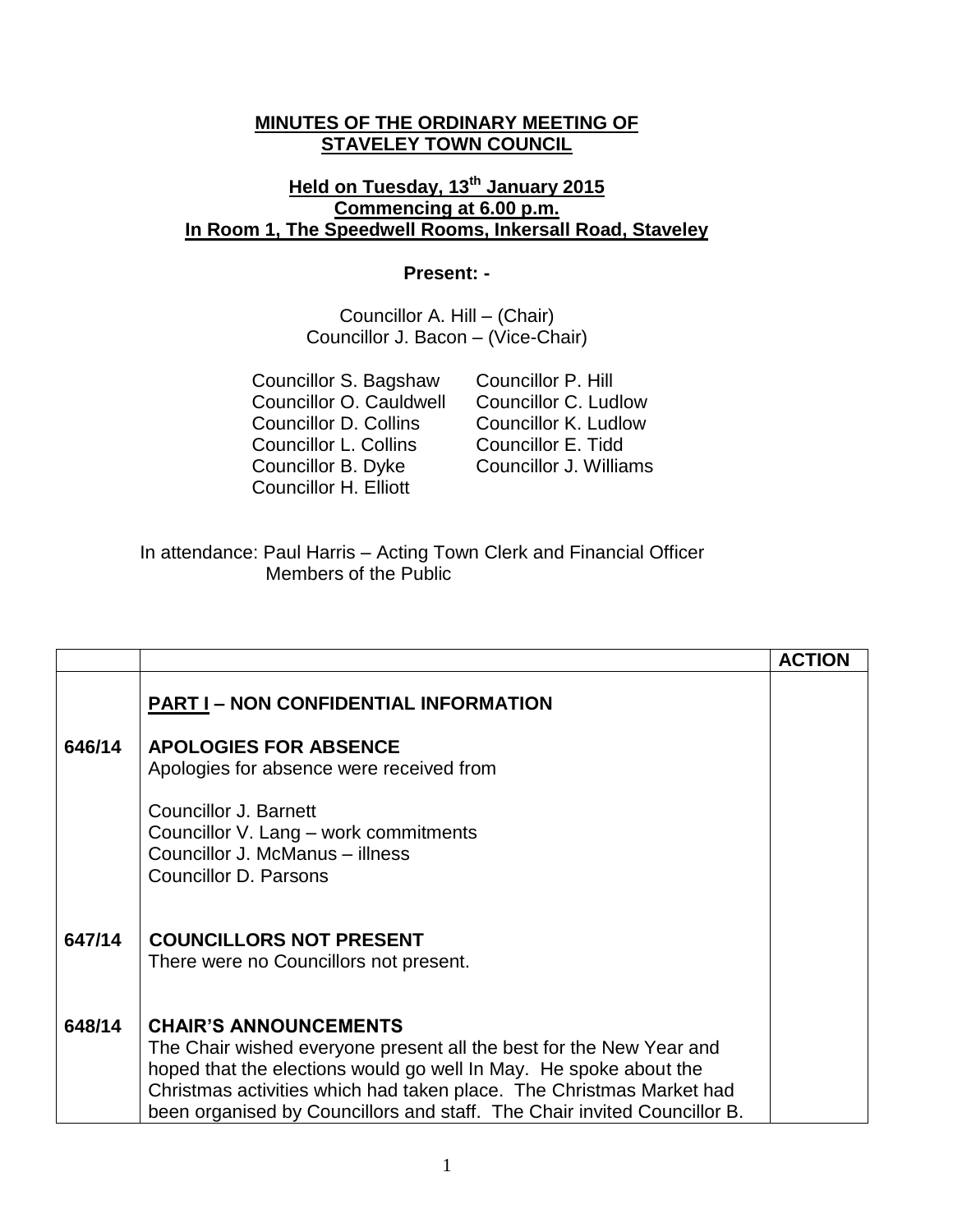**MINUTES OF THE ORDINARY MEETING OF STAVELEY TOWN COUNCIL**

**Held on Tuesday, 13th January 2015**
**Commencing at 6.00 p.m.**
**In Room 1, The Speedwell Rooms, Inkersall Road, Staveley**

**Present: -**

Councillor A. Hill – (Chair)
Councillor J. Bacon – (Vice-Chair)

Councillor S. Bagshaw
Councillor O. Cauldwell
Councillor D. Collins
Councillor L. Collins
Councillor B. Dyke
Councillor H. Elliott
Councillor P. Hill
Councillor C. Ludlow
Councillor K. Ludlow
Councillor E. Tidd
Councillor J. Williams

In attendance: Paul Harris – Acting Town Clerk and Financial Officer
Members of the Public

| | | ACTION |
|---|---|---|
| | **PART I – NON CONFIDENTIAL INFORMATION** | |
| **646/14** | **APOLOGIES FOR ABSENCE**<br>Apologies for absence were received from<br><br>Councillor J. Barnett<br>Councillor V. Lang – work commitments<br>Councillor J. McManus – illness<br>Councillor D. Parsons | |
| **647/14** | **COUNCILLORS NOT PRESENT**<br>There were no Councillors not present. | |
| **648/14** | **CHAIR'S ANNOUNCEMENTS**<br>The Chair wished everyone present all the best for the New Year and hoped that the elections would go well In May. He spoke about the Christmas activities which had taken place. The Christmas Market had been organised by Councillors and staff. The Chair invited Councillor B. | |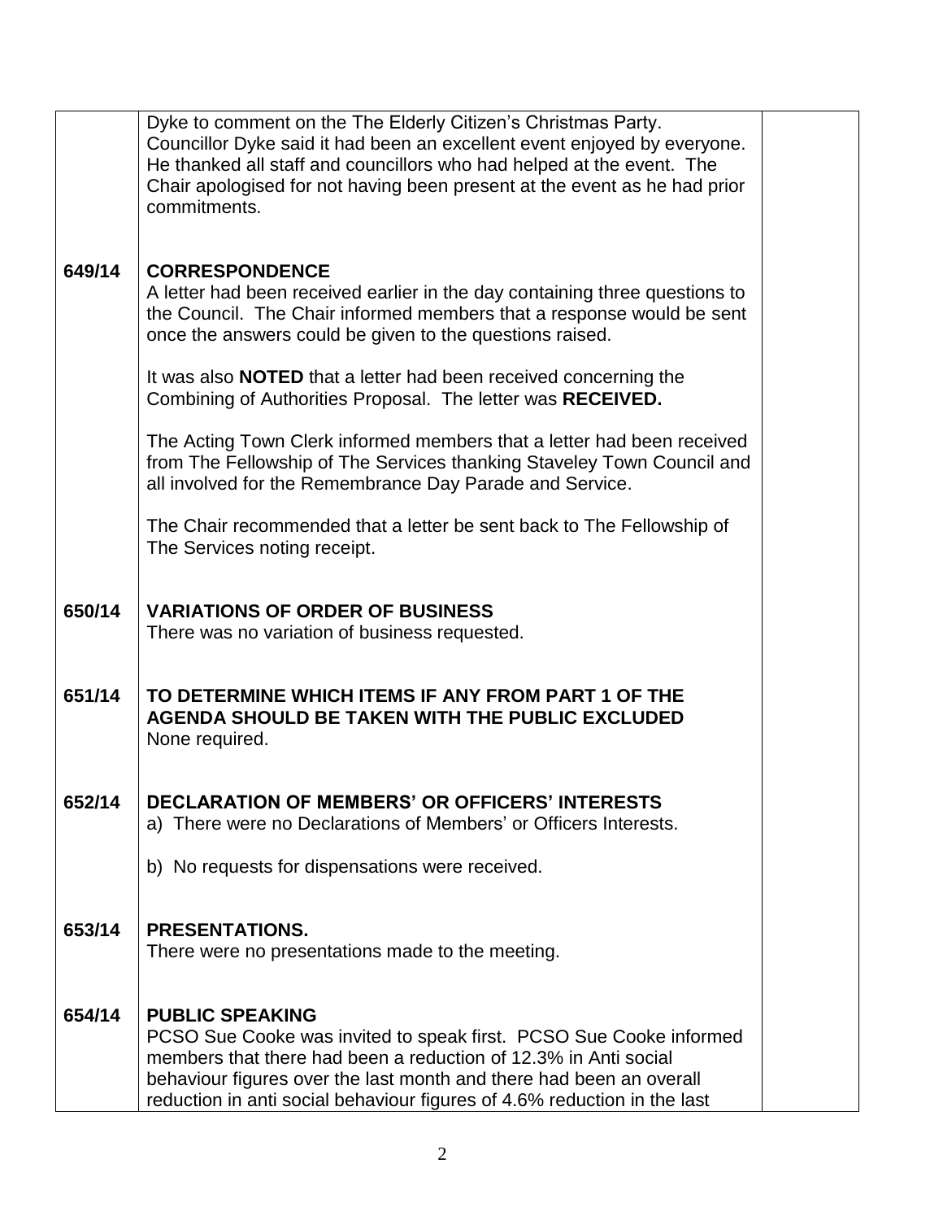| | | |
|---|---|---|
| | Dyke to comment on the The Elderly Citizen's Christmas Party. Councillor Dyke said it had been an excellent event enjoyed by everyone. He thanked all staff and councillors who had helped at the event. The Chair apologised for not having been present at the event as he had prior commitments. | |
| **649/14** | **CORRESPONDENCE**<br>A letter had been received earlier in the day containing three questions to the Council. The Chair informed members that a response would be sent once the answers could be given to the questions raised.<br><br>It was also **NOTED** that a letter had been received concerning the Combining of Authorities Proposal. The letter was **RECEIVED.**<br><br>The Acting Town Clerk informed members that a letter had been received from The Fellowship of The Services thanking Staveley Town Council and all involved for the Remembrance Day Parade and Service.<br><br>The Chair recommended that a letter be sent back to The Fellowship of The Services noting receipt. | |
| **650/14** | **VARIATIONS OF ORDER OF BUSINESS**<br>There was no variation of business requested. | |
| **651/14** | **TO DETERMINE WHICH ITEMS IF ANY FROM PART 1 OF THE AGENDA SHOULD BE TAKEN WITH THE PUBLIC EXCLUDED**<br>None required. | |
| **652/14** | **DECLARATION OF MEMBERS' OR OFFICERS' INTERESTS**<br>a) There were no Declarations of Members' or Officers Interests.<br><br>b) No requests for dispensations were received. | |
| **653/14** | **PRESENTATIONS.**<br>There were no presentations made to the meeting. | |
| **654/14** | **PUBLIC SPEAKING**<br>PCSO Sue Cooke was invited to speak first. PCSO Sue Cooke informed members that there had been a reduction of 12.3% in Anti social behaviour figures over the last month and there had been an overall reduction in anti social behaviour figures of 4.6% reduction in the last | |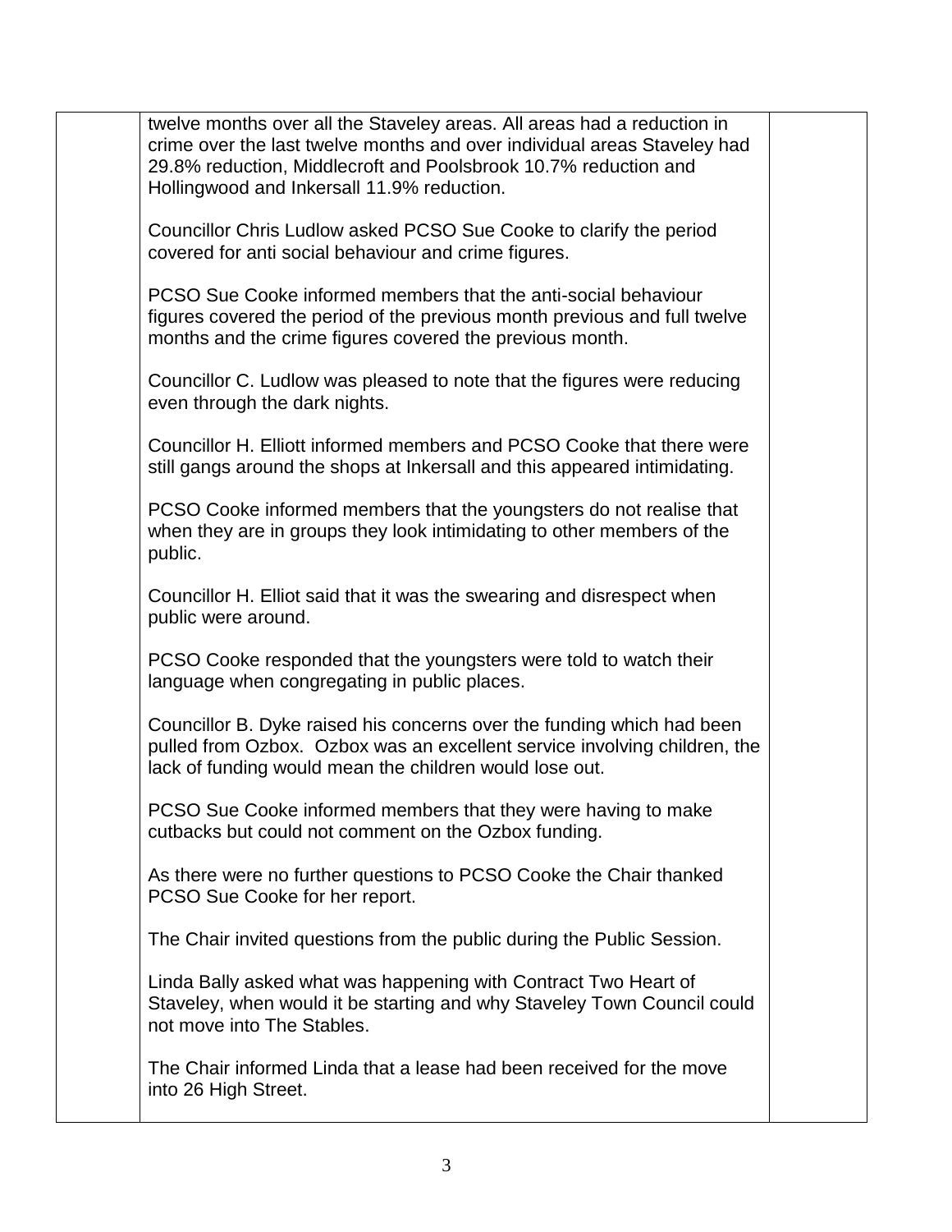twelve months over all the Staveley areas. All areas had a reduction in crime over the last twelve months and over individual areas Staveley had 29.8% reduction, Middlecroft and Poolsbrook 10.7% reduction and Hollingwood and Inkersall 11.9% reduction.

Councillor Chris Ludlow asked PCSO Sue Cooke to clarify the period covered for anti social behaviour and crime figures.

PCSO Sue Cooke informed members that the anti-social behaviour figures covered the period of the previous month previous and full twelve months and the crime figures covered the previous month.

Councillor C. Ludlow was pleased to note that the figures were reducing even through the dark nights.

Councillor H. Elliott informed members and PCSO Cooke that there were still gangs around the shops at Inkersall and this appeared intimidating.

PCSO Cooke informed members that the youngsters do not realise that when they are in groups they look intimidating to other members of the public.

Councillor H. Elliot said that it was the swearing and disrespect when public were around.

PCSO Cooke responded that the youngsters were told to watch their language when congregating in public places.

Councillor B. Dyke raised his concerns over the funding which had been pulled from Ozbox. Ozbox was an excellent service involving children, the lack of funding would mean the children would lose out.

PCSO Sue Cooke informed members that they were having to make cutbacks but could not comment on the Ozbox funding.

As there were no further questions to PCSO Cooke the Chair thanked PCSO Sue Cooke for her report.

The Chair invited questions from the public during the Public Session.

Linda Bally asked what was happening with Contract Two Heart of Staveley, when would it be starting and why Staveley Town Council could not move into The Stables.

The Chair informed Linda that a lease had been received for the move into 26 High Street.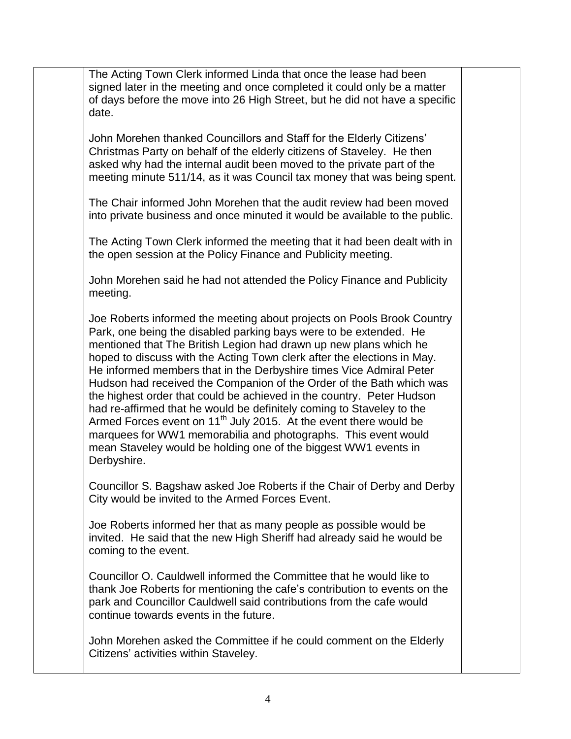The Acting Town Clerk informed Linda that once the lease had been signed later in the meeting and once completed it could only be a matter of days before the move into 26 High Street, but he did not have a specific date.

John Morehen thanked Councillors and Staff for the Elderly Citizens' Christmas Party on behalf of the elderly citizens of Staveley. He then asked why had the internal audit been moved to the private part of the meeting minute 511/14, as it was Council tax money that was being spent.

The Chair informed John Morehen that the audit review had been moved into private business and once minuted it would be available to the public.

The Acting Town Clerk informed the meeting that it had been dealt with in the open session at the Policy Finance and Publicity meeting.

John Morehen said he had not attended the Policy Finance and Publicity meeting.

Joe Roberts informed the meeting about projects on Pools Brook Country Park, one being the disabled parking bays were to be extended. He mentioned that The British Legion had drawn up new plans which he hoped to discuss with the Acting Town clerk after the elections in May. He informed members that in the Derbyshire times Vice Admiral Peter Hudson had received the Companion of the Order of the Bath which was the highest order that could be achieved in the country. Peter Hudson had re-affirmed that he would be definitely coming to Staveley to the Armed Forces event on 11th July 2015. At the event there would be marquees for WW1 memorabilia and photographs. This event would mean Staveley would be holding one of the biggest WW1 events in Derbyshire.

Councillor S. Bagshaw asked Joe Roberts if the Chair of Derby and Derby City would be invited to the Armed Forces Event.

Joe Roberts informed her that as many people as possible would be invited. He said that the new High Sheriff had already said he would be coming to the event.

Councillor O. Cauldwell informed the Committee that he would like to thank Joe Roberts for mentioning the cafe's contribution to events on the park and Councillor Cauldwell said contributions from the cafe would continue towards events in the future.

John Morehen asked the Committee if he could comment on the Elderly Citizens' activities within Staveley.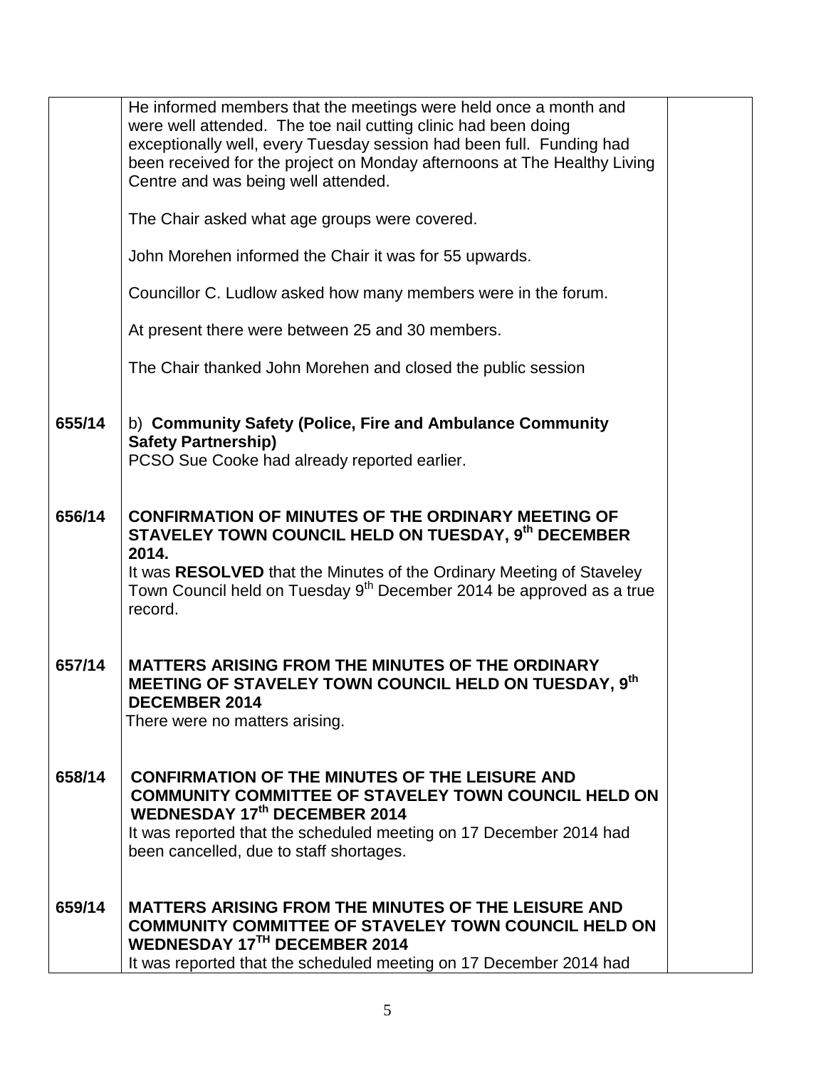He informed members that the meetings were held once a month and were well attended. The toe nail cutting clinic had been doing exceptionally well, every Tuesday session had been full. Funding had been received for the project on Monday afternoons at The Healthy Living Centre and was being well attended.

The Chair asked what age groups were covered.

John Morehen informed the Chair it was for 55 upwards.

Councillor C. Ludlow asked how many members were in the forum.

At present there were between 25 and 30 members.

The Chair thanked John Morehen and closed the public session

**655/14** b) **Community Safety (Police, Fire and Ambulance Community Safety Partnership)**

PCSO Sue Cooke had already reported earlier.

**656/14 CONFIRMATION OF MINUTES OF THE ORDINARY MEETING OF STAVELEY TOWN COUNCIL HELD ON TUESDAY, 9th DECEMBER 2014.**

It was **RESOLVED** that the Minutes of the Ordinary Meeting of Staveley Town Council held on Tuesday 9th December 2014 be approved as a true record.

**657/14 MATTERS ARISING FROM THE MINUTES OF THE ORDINARY MEETING OF STAVELEY TOWN COUNCIL HELD ON TUESDAY, 9th DECEMBER 2014**

There were no matters arising.

**658/14 CONFIRMATION OF THE MINUTES OF THE LEISURE AND COMMUNITY COMMITTEE OF STAVELEY TOWN COUNCIL HELD ON WEDNESDAY 17th DECEMBER 2014**

It was reported that the scheduled meeting on 17 December 2014 had been cancelled, due to staff shortages.

**659/14 MATTERS ARISING FROM THE MINUTES OF THE LEISURE AND COMMUNITY COMMITTEE OF STAVELEY TOWN COUNCIL HELD ON WEDNESDAY 17TH DECEMBER 2014**

It was reported that the scheduled meeting on 17 December 2014 had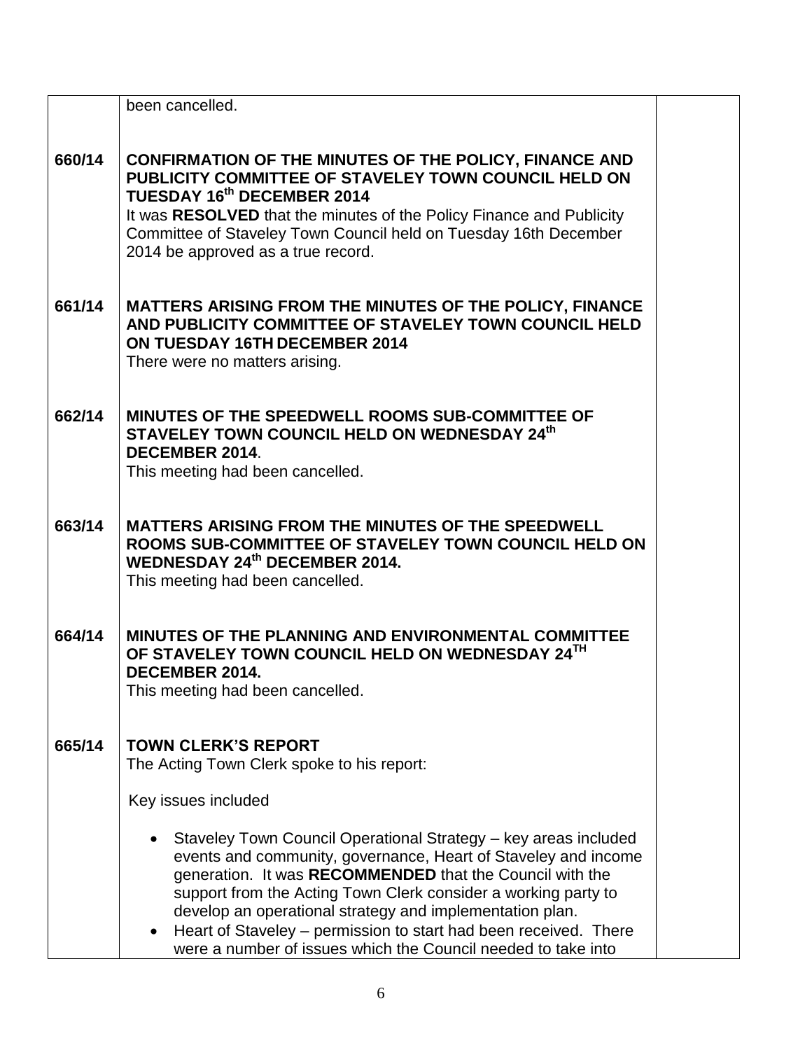| | | |
|---|---|---|
| | been cancelled. | |
| **660/14** | **CONFIRMATION OF THE MINUTES OF THE POLICY, FINANCE AND PUBLICITY COMMITTEE OF STAVELEY TOWN COUNCIL HELD ON TUESDAY 16th DECEMBER 2014**<br>It was **RESOLVED** that the minutes of the Policy Finance and Publicity Committee of Staveley Town Council held on Tuesday 16th December 2014 be approved as a true record. | |
| **661/14** | **MATTERS ARISING FROM THE MINUTES OF THE POLICY, FINANCE AND PUBLICITY COMMITTEE OF STAVELEY TOWN COUNCIL HELD ON TUESDAY 16TH DECEMBER 2014**<br>There were no matters arising. | |
| **662/14** | **MINUTES OF THE SPEEDWELL ROOMS SUB-COMMITTEE OF STAVELEY TOWN COUNCIL HELD ON WEDNESDAY 24th DECEMBER 2014**.<br>This meeting had been cancelled. | |
| **663/14** | **MATTERS ARISING FROM THE MINUTES OF THE SPEEDWELL ROOMS SUB-COMMITTEE OF STAVELEY TOWN COUNCIL HELD ON WEDNESDAY 24th DECEMBER 2014.**<br>This meeting had been cancelled. | |
| **664/14** | **MINUTES OF THE PLANNING AND ENVIRONMENTAL COMMITTEE OF STAVELEY TOWN COUNCIL HELD ON WEDNESDAY 24TH DECEMBER 2014.**<br>This meeting had been cancelled. | |
| **665/14** | **TOWN CLERK'S REPORT**<br>The Acting Town Clerk spoke to his report:<br><br>Key issues included<br><br>• Staveley Town Council Operational Strategy – key areas included events and community, governance, Heart of Staveley and income generation. It was **RECOMMENDED** that the Council with the support from the Acting Town Clerk consider a working party to develop an operational strategy and implementation plan.<br>• Heart of Staveley – permission to start had been received. There were a number of issues which the Council needed to take into | |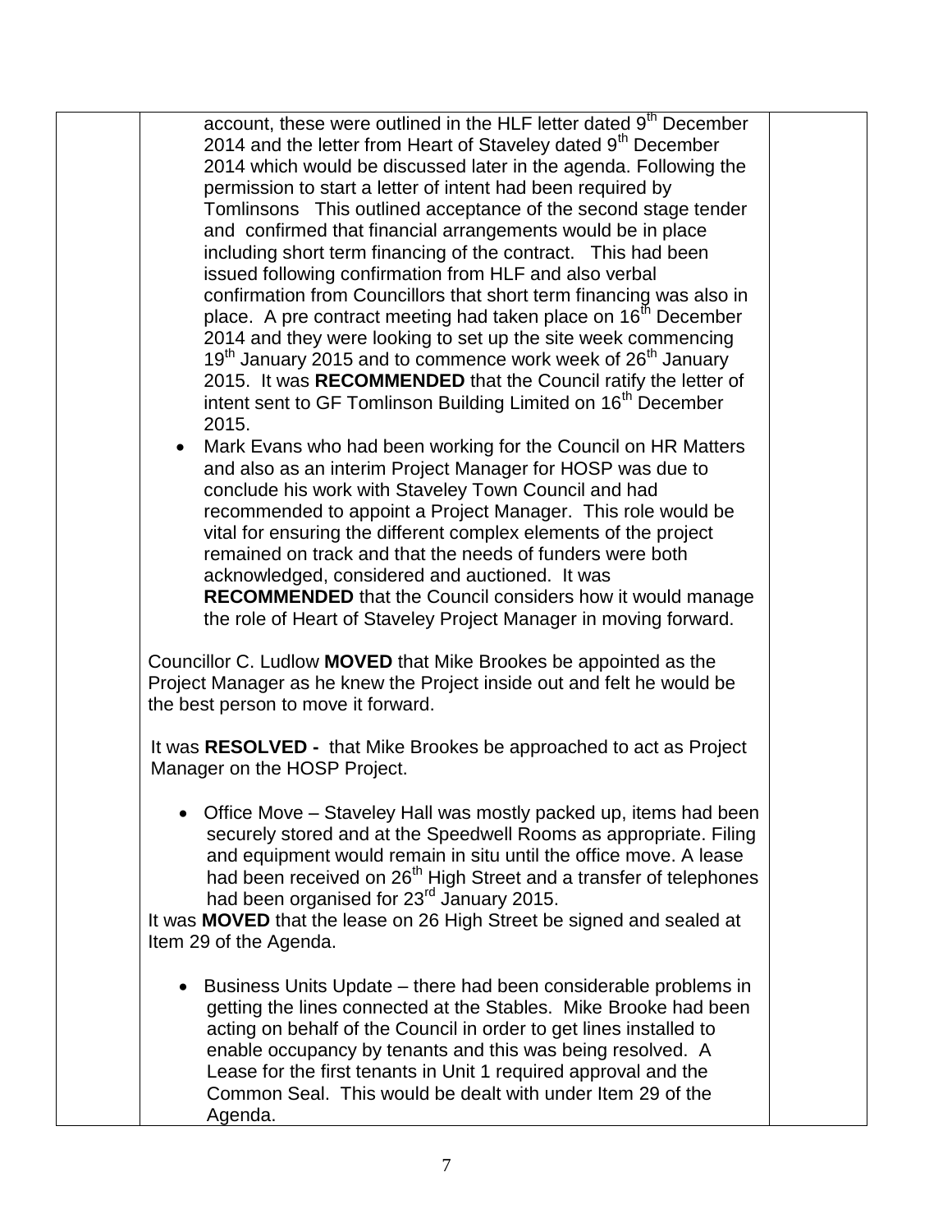account, these were outlined in the HLF letter dated 9th December 2014 and the letter from Heart of Staveley dated 9th December 2014 which would be discussed later in the agenda. Following the permission to start a letter of intent had been required by Tomlinsons This outlined acceptance of the second stage tender and confirmed that financial arrangements would be in place including short term financing of the contract. This had been issued following confirmation from HLF and also verbal confirmation from Councillors that short term financing was also in place. A pre contract meeting had taken place on 16th December 2014 and they were looking to set up the site week commencing 19th January 2015 and to commence work week of 26th January 2015. It was **RECOMMENDED** that the Council ratify the letter of intent sent to GF Tomlinson Building Limited on 16th December 2015.

- Mark Evans who had been working for the Council on HR Matters and also as an interim Project Manager for HOSP was due to conclude his work with Staveley Town Council and had recommended to appoint a Project Manager. This role would be vital for ensuring the different complex elements of the project remained on track and that the needs of funders were both acknowledged, considered and auctioned. It was **RECOMMENDED** that the Council considers how it would manage the role of Heart of Staveley Project Manager in moving forward.

Councillor C. Ludlow **MOVED** that Mike Brookes be appointed as the Project Manager as he knew the Project inside out and felt he would be the best person to move it forward.

It was **RESOLVED -** that Mike Brookes be approached to act as Project Manager on the HOSP Project.

- Office Move – Staveley Hall was mostly packed up, items had been securely stored and at the Speedwell Rooms as appropriate. Filing and equipment would remain in situ until the office move. A lease had been received on 26th High Street and a transfer of telephones had been organised for 23rd January 2015.

It was **MOVED** that the lease on 26 High Street be signed and sealed at Item 29 of the Agenda.

- Business Units Update – there had been considerable problems in getting the lines connected at the Stables. Mike Brooke had been acting on behalf of the Council in order to get lines installed to enable occupancy by tenants and this was being resolved. A Lease for the first tenants in Unit 1 required approval and the Common Seal. This would be dealt with under Item 29 of the Agenda.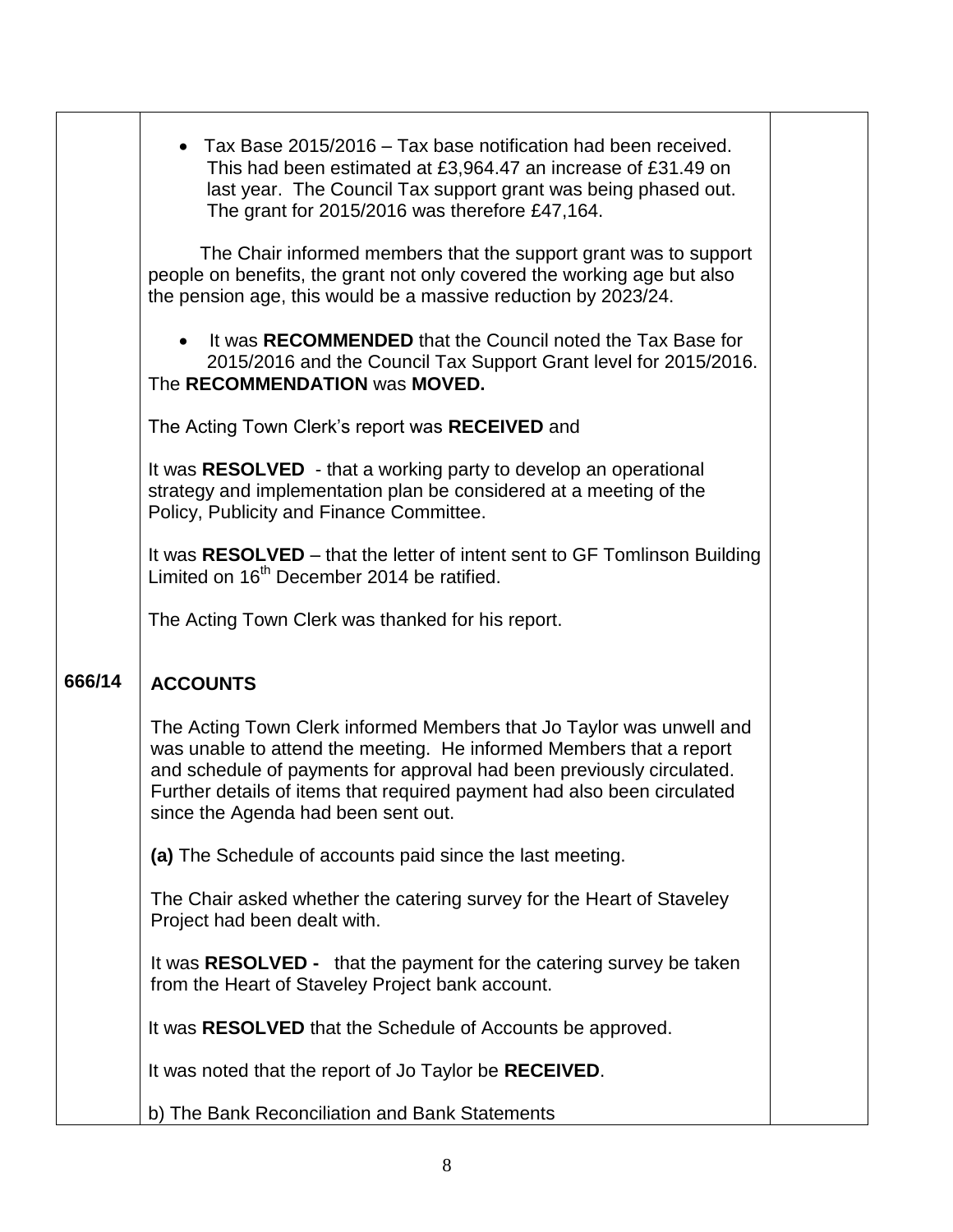- Tax Base 2015/2016 – Tax base notification had been received. This had been estimated at £3,964.47 an increase of £31.49 on last year. The Council Tax support grant was being phased out. The grant for 2015/2016 was therefore £47,164.

The Chair informed members that the support grant was to support people on benefits, the grant not only covered the working age but also the pension age, this would be a massive reduction by 2023/24.

- It was **RECOMMENDED** that the Council noted the Tax Base for 2015/2016 and the Council Tax Support Grant level for 2015/2016.

The **RECOMMENDATION** was **MOVED.**

The Acting Town Clerk's report was **RECEIVED** and

It was **RESOLVED** - that a working party to develop an operational strategy and implementation plan be considered at a meeting of the Policy, Publicity and Finance Committee.

It was **RESOLVED** – that the letter of intent sent to GF Tomlinson Building Limited on 16th December 2014 be ratified.

The Acting Town Clerk was thanked for his report.

## 666/14 ACCOUNTS

The Acting Town Clerk informed Members that Jo Taylor was unwell and was unable to attend the meeting. He informed Members that a report and schedule of payments for approval had been previously circulated. Further details of items that required payment had also been circulated since the Agenda had been sent out.

**(a)** The Schedule of accounts paid since the last meeting.

The Chair asked whether the catering survey for the Heart of Staveley Project had been dealt with.

It was **RESOLVED -** that the payment for the catering survey be taken from the Heart of Staveley Project bank account.

It was **RESOLVED** that the Schedule of Accounts be approved.

It was noted that the report of Jo Taylor be **RECEIVED**.

b) The Bank Reconciliation and Bank Statements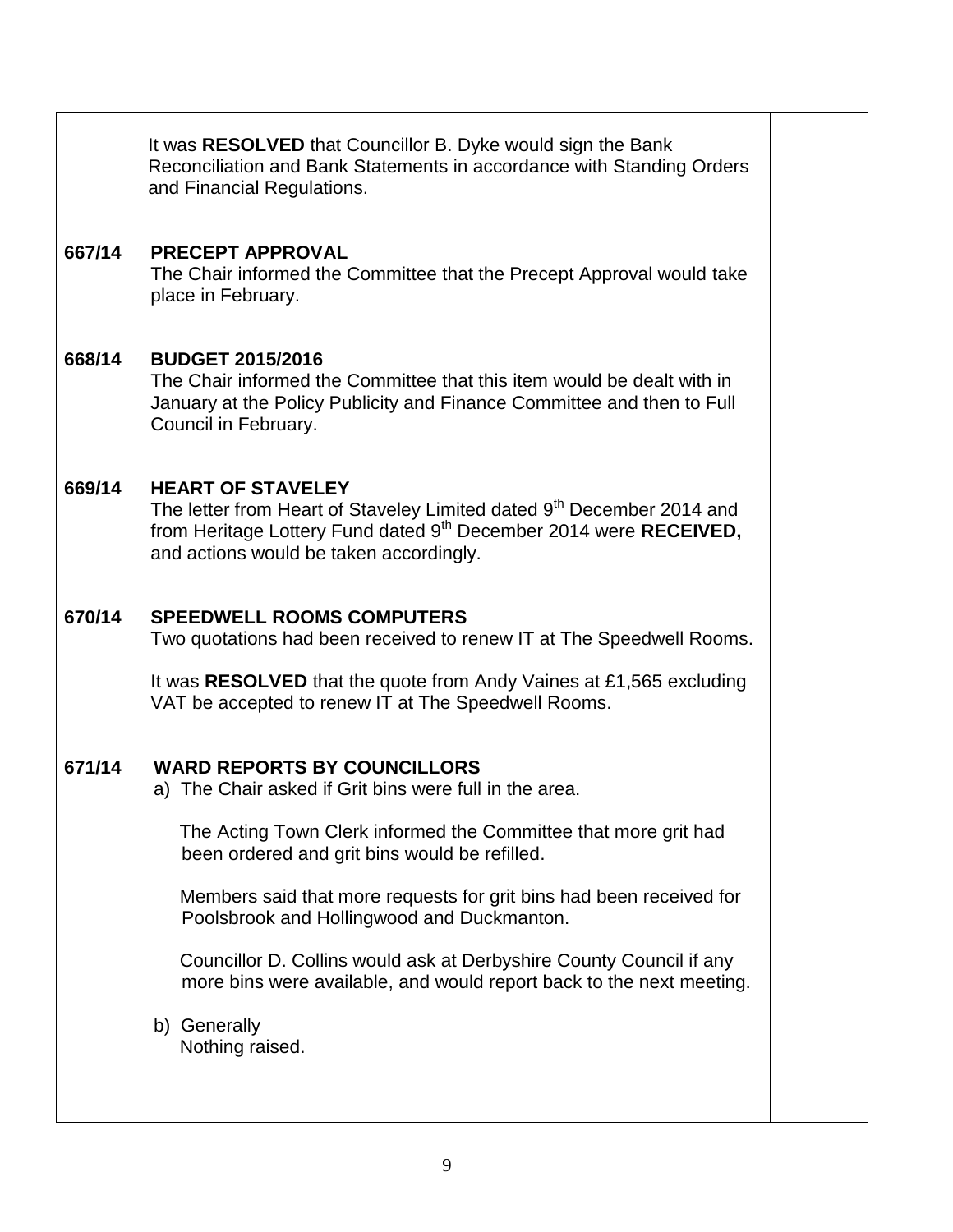|  |  |  |
|---|---|---|
|  | It was **RESOLVED** that Councillor B. Dyke would sign the Bank Reconciliation and Bank Statements in accordance with Standing Orders and Financial Regulations. |  |
| **667/14** | **PRECEPT APPROVAL**<br>The Chair informed the Committee that the Precept Approval would take place in February. |  |
| **668/14** | **BUDGET 2015/2016**<br>The Chair informed the Committee that this item would be dealt with in January at the Policy Publicity and Finance Committee and then to Full Council in February. |  |
| **669/14** | **HEART OF STAVELEY**<br>The letter from Heart of Staveley Limited dated 9th December 2014 and from Heritage Lottery Fund dated 9th December 2014 were **RECEIVED,** and actions would be taken accordingly. |  |
| **670/14** | **SPEEDWELL ROOMS COMPUTERS**<br>Two quotations had been received to renew IT at The Speedwell Rooms.<br><br>It was **RESOLVED** that the quote from Andy Vaines at £1,565 excluding VAT be accepted to renew IT at The Speedwell Rooms. |  |
| **671/14** | **WARD REPORTS BY COUNCILLORS**<br>a) The Chair asked if Grit bins were full in the area.<br><br>The Acting Town Clerk informed the Committee that more grit had been ordered and grit bins would be refilled.<br><br>Members said that more requests for grit bins had been received for Poolsbrook and Hollingwood and Duckmanton.<br><br>Councillor D. Collins would ask at Derbyshire County Council if any more bins were available, and would report back to the next meeting.<br><br>b) Generally<br>Nothing raised. |  |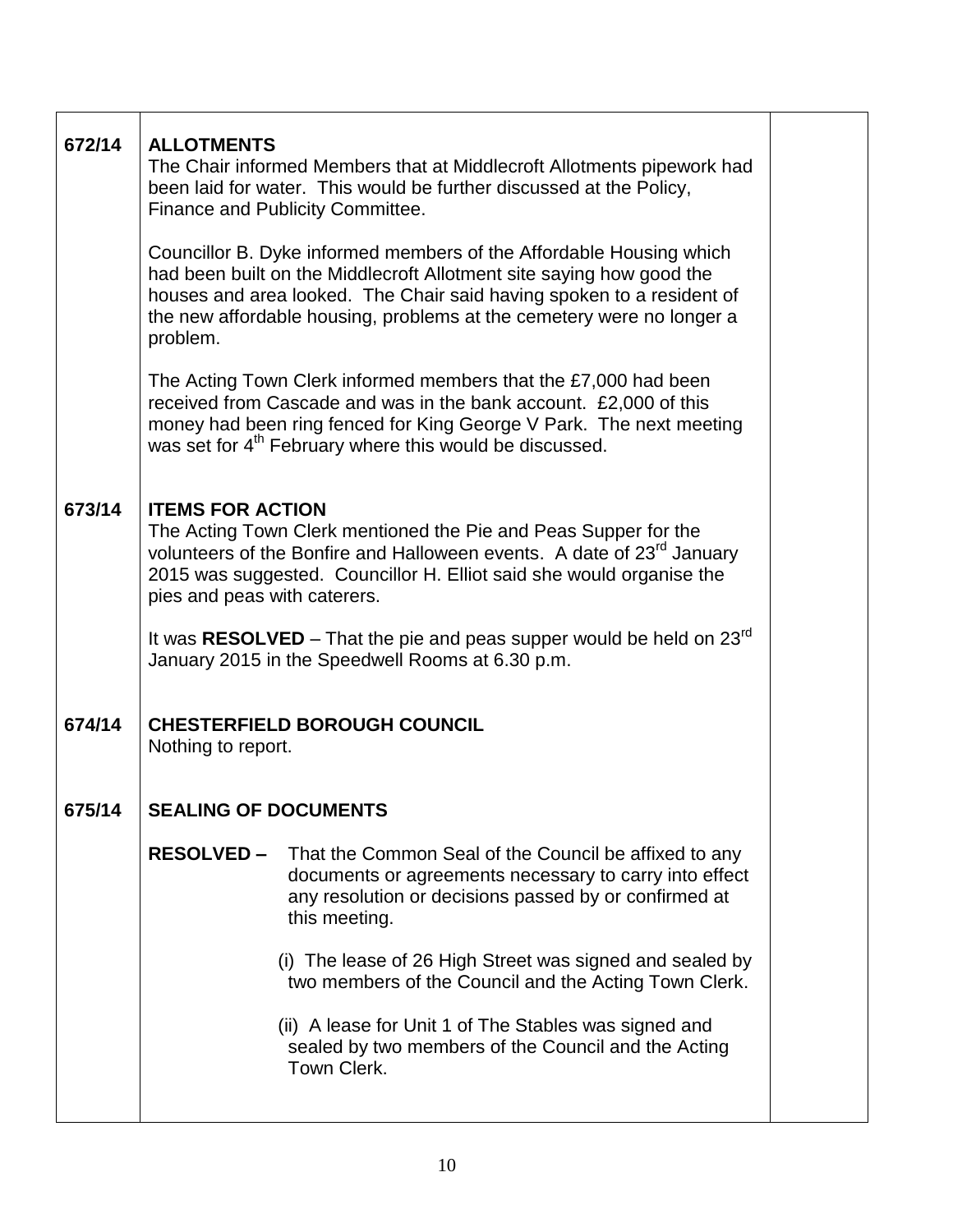| | | |
|---|---|---|
| **672/14** | **ALLOTMENTS**<br>The Chair informed Members that at Middlecroft Allotments pipework had been laid for water. This would be further discussed at the Policy, Finance and Publicity Committee.<br><br>Councillor B. Dyke informed members of the Affordable Housing which had been built on the Middlecroft Allotment site saying how good the houses and area looked. The Chair said having spoken to a resident of the new affordable housing, problems at the cemetery were no longer a problem.<br><br>The Acting Town Clerk informed members that the £7,000 had been received from Cascade and was in the bank account. £2,000 of this money had been ring fenced for King George V Park. The next meeting was set for 4th February where this would be discussed. | |
| **673/14** | **ITEMS FOR ACTION**<br>The Acting Town Clerk mentioned the Pie and Peas Supper for the volunteers of the Bonfire and Halloween events. A date of 23rd January 2015 was suggested. Councillor H. Elliot said she would organise the pies and peas with caterers.<br><br>It was **RESOLVED** – That the pie and peas supper would be held on 23rd January 2015 in the Speedwell Rooms at 6.30 p.m. | |
| **674/14** | **CHESTERFIELD BOROUGH COUNCIL**<br>Nothing to report. | |
| **675/14** | **SEALING OF DOCUMENTS**<br><br>**RESOLVED –** That the Common Seal of the Council be affixed to any documents or agreements necessary to carry into effect any resolution or decisions passed by or confirmed at this meeting.<br><br>(i) The lease of 26 High Street was signed and sealed by two members of the Council and the Acting Town Clerk.<br><br>(ii) A lease for Unit 1 of The Stables was signed and sealed by two members of the Council and the Acting Town Clerk. | |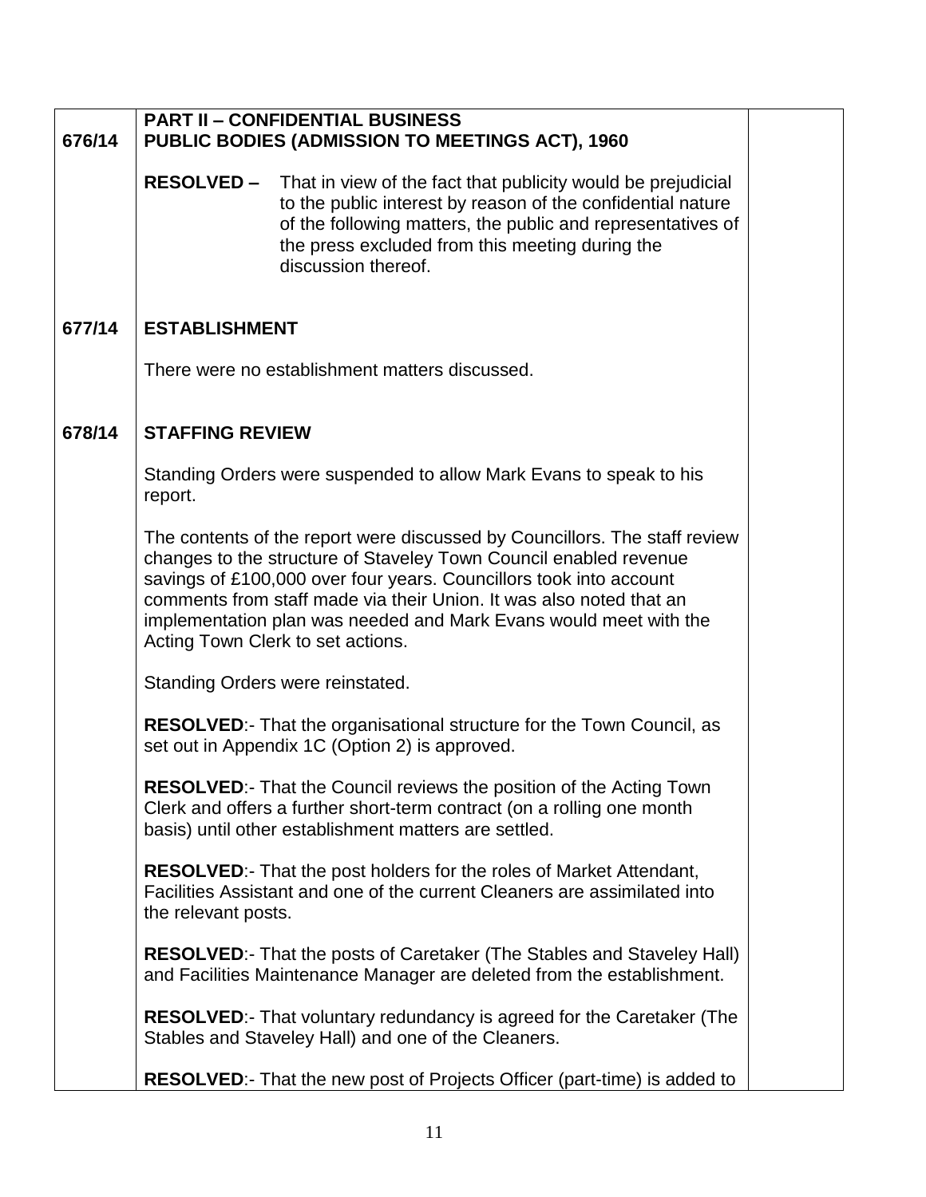**676/14**

**PART II – CONFIDENTIAL BUSINESS**
**PUBLIC BODIES (ADMISSION TO MEETINGS ACT), 1960**

**RESOLVED –** That in view of the fact that publicity would be prejudicial to the public interest by reason of the confidential nature of the following matters, the public and representatives of the press excluded from this meeting during the discussion thereof.

**677/14**

**ESTABLISHMENT**

There were no establishment matters discussed.

**678/14**

**STAFFING REVIEW**

Standing Orders were suspended to allow Mark Evans to speak to his report.

The contents of the report were discussed by Councillors. The staff review changes to the structure of Staveley Town Council enabled revenue savings of £100,000 over four years. Councillors took into account comments from staff made via their Union. It was also noted that an implementation plan was needed and Mark Evans would meet with the Acting Town Clerk to set actions.

Standing Orders were reinstated.

**RESOLVED**:- That the organisational structure for the Town Council, as set out in Appendix 1C (Option 2) is approved.

**RESOLVED**:- That the Council reviews the position of the Acting Town Clerk and offers a further short-term contract (on a rolling one month basis) until other establishment matters are settled.

**RESOLVED**:- That the post holders for the roles of Market Attendant, Facilities Assistant and one of the current Cleaners are assimilated into the relevant posts.

**RESOLVED**:- That the posts of Caretaker (The Stables and Staveley Hall) and Facilities Maintenance Manager are deleted from the establishment.

**RESOLVED**:- That voluntary redundancy is agreed for the Caretaker (The Stables and Staveley Hall) and one of the Cleaners.

**RESOLVED**:- That the new post of Projects Officer (part-time) is added to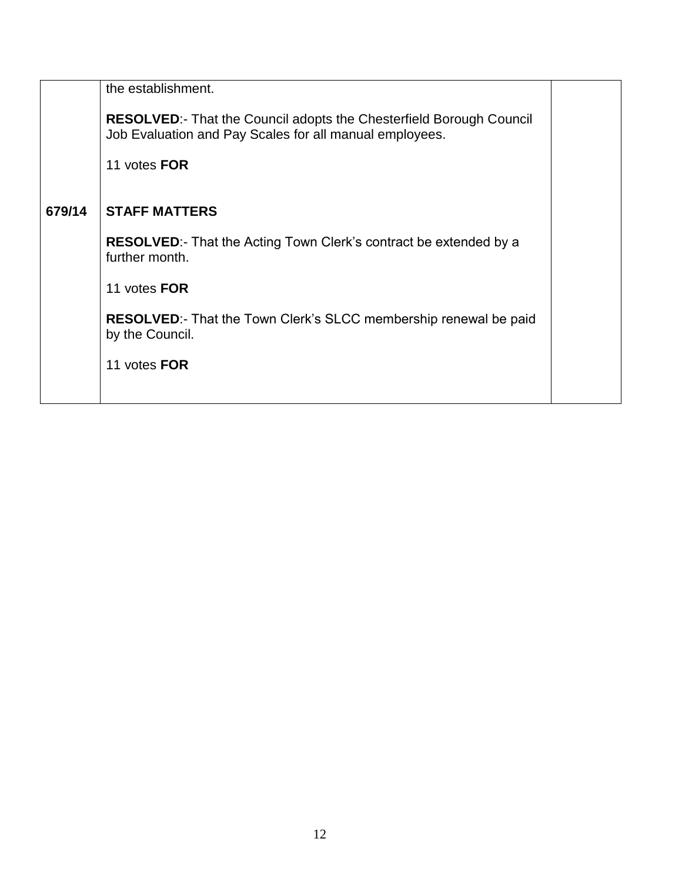| | | |
|---|---|---|
| | the establishment.<br><br>**RESOLVED**:- That the Council adopts the Chesterfield Borough Council Job Evaluation and Pay Scales for all manual employees.<br><br>11 votes **FOR** | |
| **679/14** | **STAFF MATTERS**<br><br>**RESOLVED**:- That the Acting Town Clerk's contract be extended by a further month.<br><br>11 votes **FOR**<br><br>**RESOLVED**:- That the Town Clerk's SLCC membership renewal be paid by the Council.<br><br>11 votes **FOR** | |